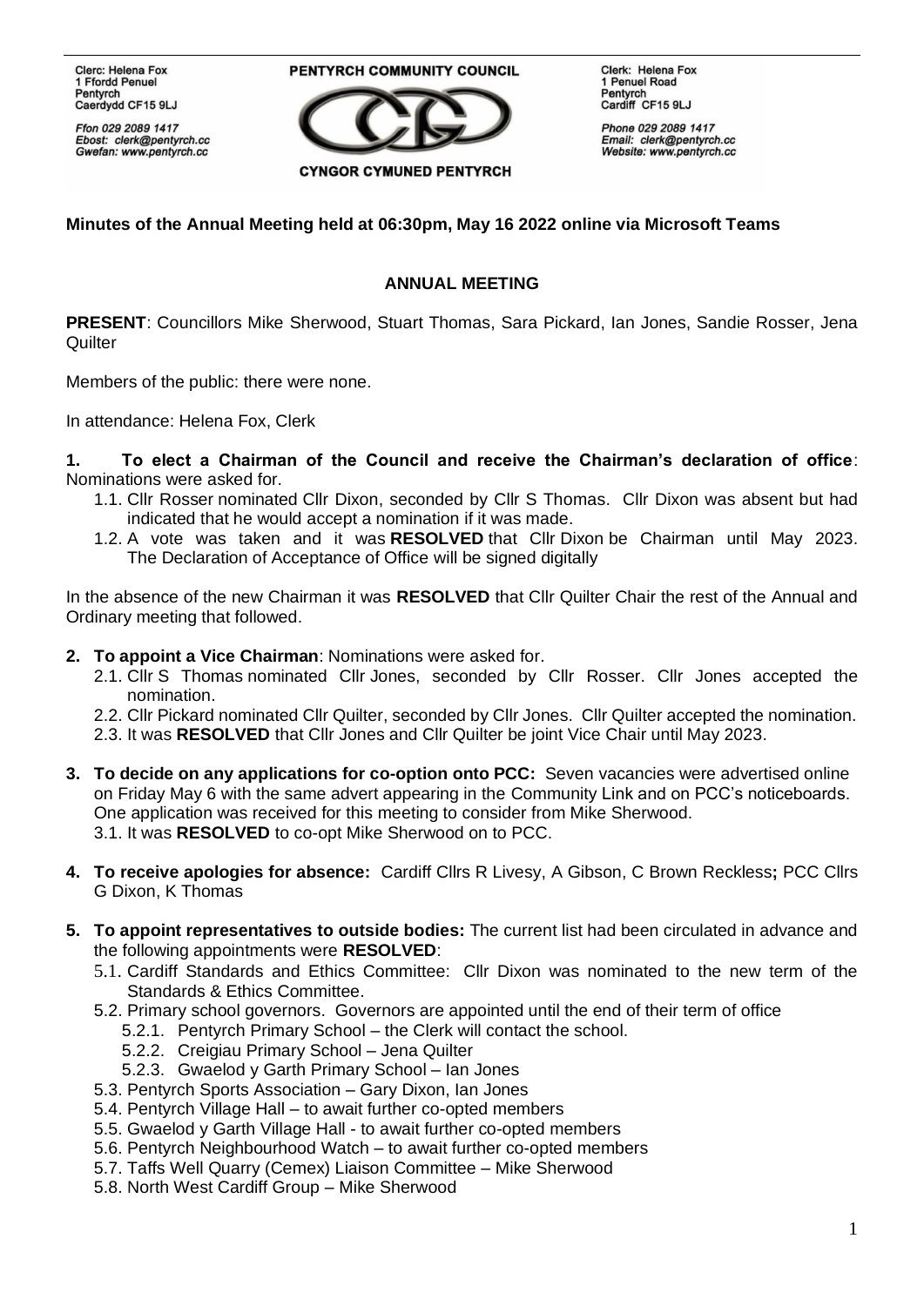Clerc: Helena Fox
1 Ffordd Penuel
Pentyrch
Caerdydd CF15 9LJ

Ffon 029 2089 1417
Ebost: clerk@pentyrch.cc
Gwefan: www.pentyrch.cc

**PENTYRCH COMMUNITY COUNCIL**

**CYNGOR CYMUNED PENTYRCH**

Clerk: Helena Fox
1 Penuel Road
Pentyrch
Cardiff CF15 9LJ

Phone 029 2089 1417
Email: clerk@pentyrch.cc
Website: www.pentyrch.cc

**Minutes of the Annual Meeting held at 06:30pm, May 16 2022 online via Microsoft Teams**

## ANNUAL MEETING

**PRESENT**: Councillors Mike Sherwood, Stuart Thomas, Sara Pickard, Ian Jones, Sandie Rosser, Jena Quilter

Members of the public: there were none.

In attendance: Helena Fox, Clerk

**1. To elect a Chairman of the Council and receive the Chairman's declaration of office**: Nominations were asked for.

- 1.1. Cllr Rosser nominated Cllr Dixon, seconded by Cllr S Thomas. Cllr Dixon was absent but had indicated that he would accept a nomination if it was made.
- 1.2. A vote was taken and it was **RESOLVED** that Cllr Dixon be Chairman until May 2023. The Declaration of Acceptance of Office will be signed digitally

In the absence of the new Chairman it was **RESOLVED** that Cllr Quilter Chair the rest of the Annual and Ordinary meeting that followed.

**2. To appoint a Vice Chairman**: Nominations were asked for.

- 2.1. Cllr S Thomas nominated Cllr Jones, seconded by Cllr Rosser. Cllr Jones accepted the nomination.
- 2.2. Cllr Pickard nominated Cllr Quilter, seconded by Cllr Jones. Cllr Quilter accepted the nomination.
- 2.3. It was **RESOLVED** that Cllr Jones and Cllr Quilter be joint Vice Chair until May 2023.

**3. To decide on any applications for co-option onto PCC:** Seven vacancies were advertised online on Friday May 6 with the same advert appearing in the Community Link and on PCC's noticeboards. One application was received for this meeting to consider from Mike Sherwood.

- 3.1. It was **RESOLVED** to co-opt Mike Sherwood on to PCC.

**4. To receive apologies for absence:** Cardiff Cllrs R Livesy, A Gibson, C Brown Reckless**;** PCC Cllrs G Dixon, K Thomas

**5. To appoint representatives to outside bodies:** The current list had been circulated in advance and the following appointments were **RESOLVED**:

- 5.1. Cardiff Standards and Ethics Committee: Cllr Dixon was nominated to the new term of the Standards & Ethics Committee.
- 5.2. Primary school governors. Governors are appointed until the end of their term of office
  - 5.2.1. Pentyrch Primary School – the Clerk will contact the school.
  - 5.2.2. Creigiau Primary School – Jena Quilter
  - 5.2.3. Gwaelod y Garth Primary School – Ian Jones
- 5.3. Pentyrch Sports Association – Gary Dixon, Ian Jones
- 5.4. Pentyrch Village Hall – to await further co-opted members
- 5.5. Gwaelod y Garth Village Hall - to await further co-opted members
- 5.6. Pentyrch Neighbourhood Watch – to await further co-opted members
- 5.7. Taffs Well Quarry (Cemex) Liaison Committee – Mike Sherwood
- 5.8. North West Cardiff Group – Mike Sherwood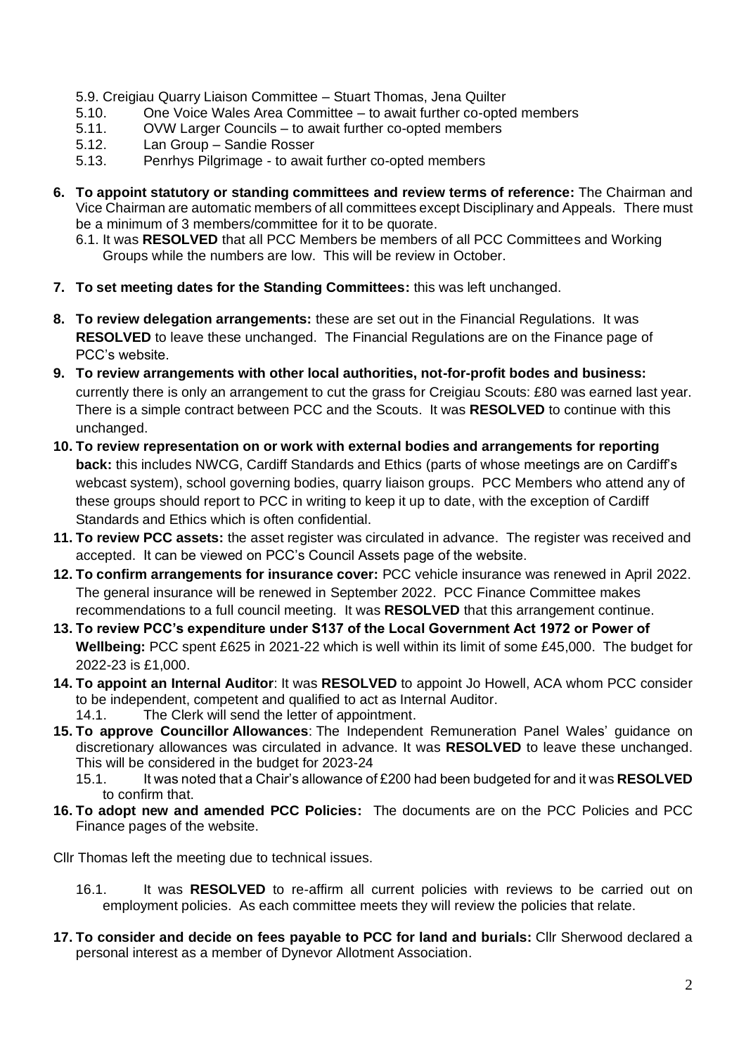5.9. Creigiau Quarry Liaison Committee – Stuart Thomas, Jena Quilter
5.10. One Voice Wales Area Committee – to await further co-opted members
5.11. OVW Larger Councils – to await further co-opted members
5.12. Lan Group – Sandie Rosser
5.13. Penrhys Pilgrimage - to await further co-opted members

**6. To appoint statutory or standing committees and review terms of reference:** The Chairman and Vice Chairman are automatic members of all committees except Disciplinary and Appeals. There must be a minimum of 3 members/committee for it to be quorate.
   6.1. It was **RESOLVED** that all PCC Members be members of all PCC Committees and Working Groups while the numbers are low. This will be review in October.

**7. To set meeting dates for the Standing Committees:** this was left unchanged.

**8. To review delegation arrangements:** these are set out in the Financial Regulations. It was **RESOLVED** to leave these unchanged. The Financial Regulations are on the Finance page of PCC's website.

**9. To review arrangements with other local authorities, not-for-profit bodes and business:** currently there is only an arrangement to cut the grass for Creigiau Scouts: £80 was earned last year. There is a simple contract between PCC and the Scouts. It was **RESOLVED** to continue with this unchanged.

**10. To review representation on or work with external bodies and arrangements for reporting back:** this includes NWCG, Cardiff Standards and Ethics (parts of whose meetings are on Cardiff's webcast system), school governing bodies, quarry liaison groups. PCC Members who attend any of these groups should report to PCC in writing to keep it up to date, with the exception of Cardiff Standards and Ethics which is often confidential.

**11. To review PCC assets:** the asset register was circulated in advance. The register was received and accepted. It can be viewed on PCC's Council Assets page of the website.

**12. To confirm arrangements for insurance cover:** PCC vehicle insurance was renewed in April 2022. The general insurance will be renewed in September 2022. PCC Finance Committee makes recommendations to a full council meeting. It was **RESOLVED** that this arrangement continue.

**13. To review PCC's expenditure under S137 of the Local Government Act 1972 or Power of Wellbeing:** PCC spent £625 in 2021-22 which is well within its limit of some £45,000. The budget for 2022-23 is £1,000.

**14. To appoint an Internal Auditor**: It was **RESOLVED** to appoint Jo Howell, ACA whom PCC consider to be independent, competent and qualified to act as Internal Auditor.
   14.1. The Clerk will send the letter of appointment.

**15. To approve Councillor Allowances**: The Independent Remuneration Panel Wales' guidance on discretionary allowances was circulated in advance. It was **RESOLVED** to leave these unchanged. This will be considered in the budget for 2023-24
   15.1. It was noted that a Chair's allowance of £200 had been budgeted for and it was **RESOLVED** to confirm that.

**16. To adopt new and amended PCC Policies:** The documents are on the PCC Policies and PCC Finance pages of the website.

Cllr Thomas left the meeting due to technical issues.

   16.1. It was **RESOLVED** to re-affirm all current policies with reviews to be carried out on employment policies. As each committee meets they will review the policies that relate.

**17. To consider and decide on fees payable to PCC for land and burials:** Cllr Sherwood declared a personal interest as a member of Dynevor Allotment Association.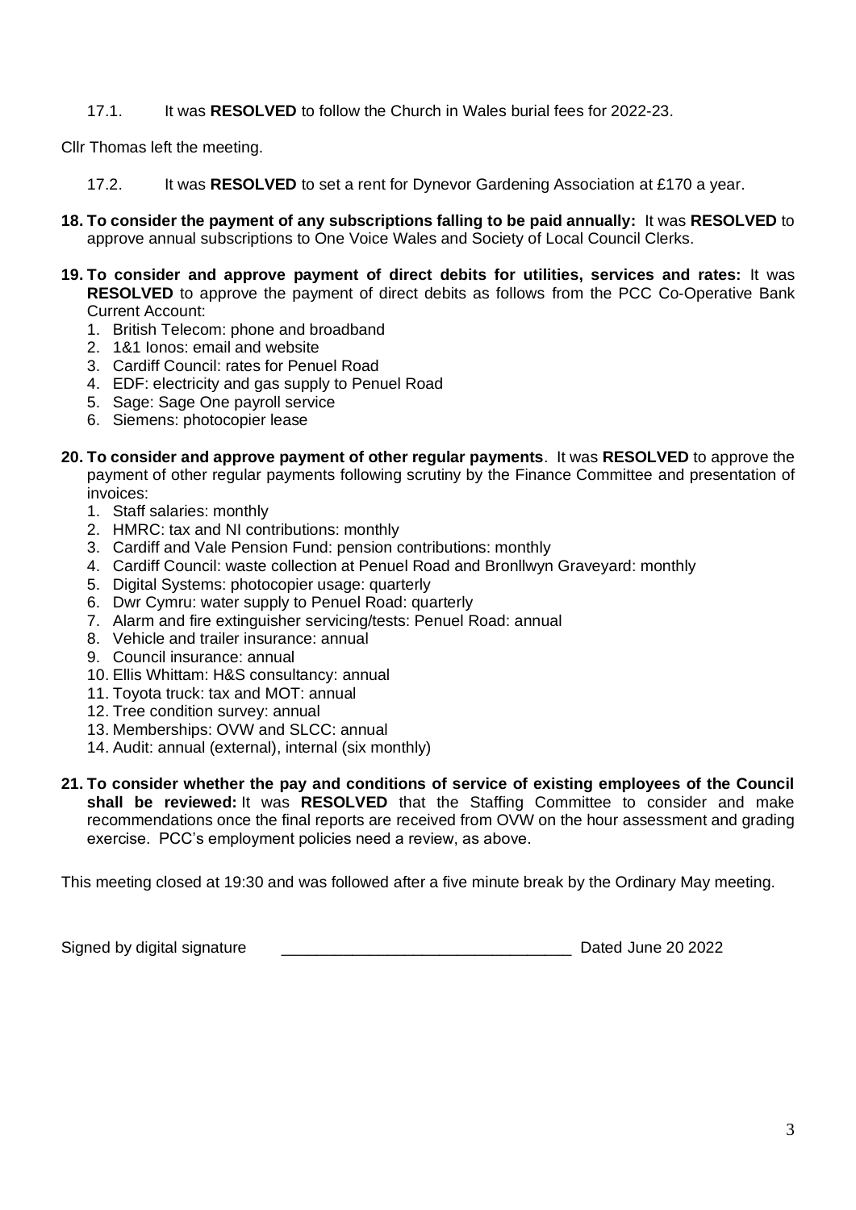17.1. It was **RESOLVED** to follow the Church in Wales burial fees for 2022-23.

Cllr Thomas left the meeting.

17.2. It was **RESOLVED** to set a rent for Dynevor Gardening Association at £170 a year.

**18. To consider the payment of any subscriptions falling to be paid annually:** It was **RESOLVED** to approve annual subscriptions to One Voice Wales and Society of Local Council Clerks.

**19. To consider and approve payment of direct debits for utilities, services and rates:** It was **RESOLVED** to approve the payment of direct debits as follows from the PCC Co-Operative Bank Current Account:

1. British Telecom: phone and broadband
2. 1&1 Ionos: email and website
3. Cardiff Council: rates for Penuel Road
4. EDF: electricity and gas supply to Penuel Road
5. Sage: Sage One payroll service
6. Siemens: photocopier lease

**20. To consider and approve payment of other regular payments**. It was **RESOLVED** to approve the payment of other regular payments following scrutiny by the Finance Committee and presentation of invoices:

1. Staff salaries: monthly
2. HMRC: tax and NI contributions: monthly
3. Cardiff and Vale Pension Fund: pension contributions: monthly
4. Cardiff Council: waste collection at Penuel Road and Bronllwyn Graveyard: monthly
5. Digital Systems: photocopier usage: quarterly
6. Dwr Cymru: water supply to Penuel Road: quarterly
7. Alarm and fire extinguisher servicing/tests: Penuel Road: annual
8. Vehicle and trailer insurance: annual
9. Council insurance: annual
10. Ellis Whittam: H&S consultancy: annual
11. Toyota truck: tax and MOT: annual
12. Tree condition survey: annual
13. Memberships: OVW and SLCC: annual
14. Audit: annual (external), internal (six monthly)

**21. To consider whether the pay and conditions of service of existing employees of the Council shall be reviewed:** It was **RESOLVED** that the Staffing Committee to consider and make recommendations once the final reports are received from OVW on the hour assessment and grading exercise. PCC's employment policies need a review, as above.

This meeting closed at 19:30 and was followed after a five minute break by the Ordinary May meeting.

Signed by digital signature \_\_\_\_\_\_\_\_\_\_\_\_\_\_\_\_\_\_\_\_\_\_\_\_\_\_\_\_\_\_\_\_\_ Dated June 20 2022